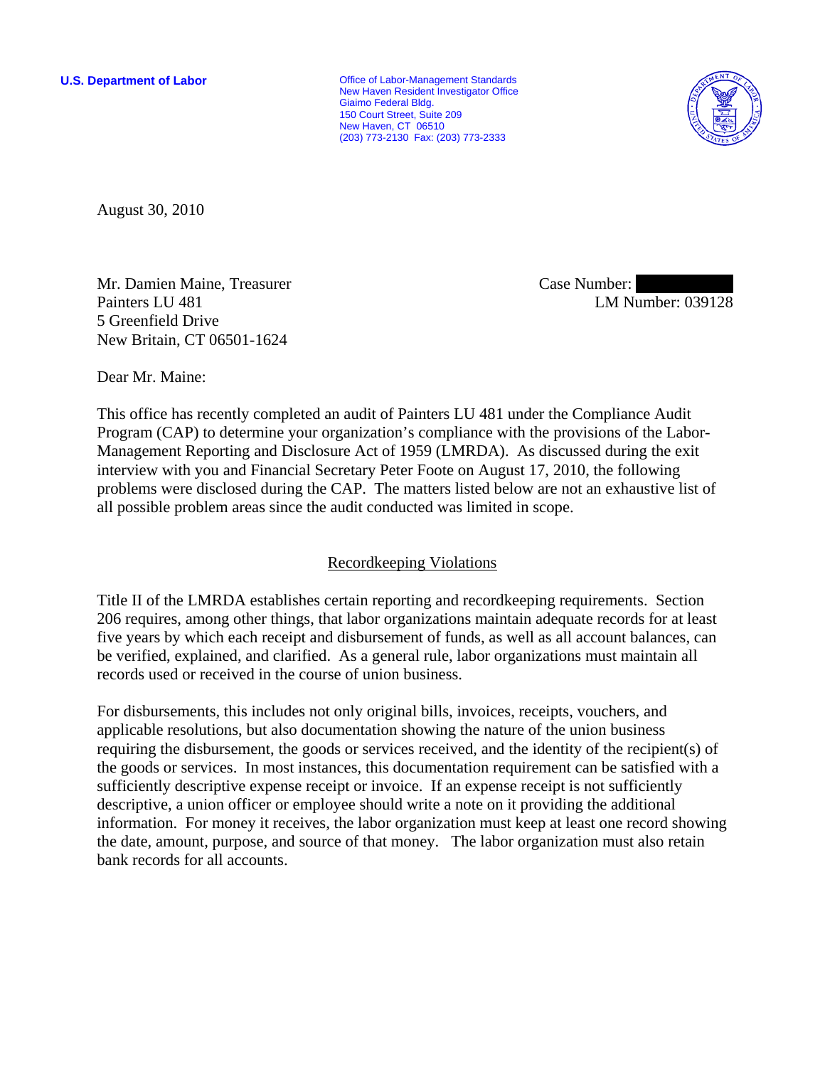**U.S. Department of Labor**

Office of Labor-Management Standards
New Haven Resident Investigator Office
Giaimo Federal Bldg.
150 Court Street, Suite 209
New Haven, CT 06510
(203) 773-2130 Fax: (203) 773-2333

August 30, 2010

Mr. Damien Maine, Treasurer
Painters LU 481
5 Greenfield Drive
New Britain, CT 06501-1624

Case Number:
LM Number: 039128

Dear Mr. Maine:

This office has recently completed an audit of Painters LU 481 under the Compliance Audit Program (CAP) to determine your organization's compliance with the provisions of the Labor-Management Reporting and Disclosure Act of 1959 (LMRDA). As discussed during the exit interview with you and Financial Secretary Peter Foote on August 17, 2010, the following problems were disclosed during the CAP. The matters listed below are not an exhaustive list of all possible problem areas since the audit conducted was limited in scope.

## Recordkeeping Violations

Title II of the LMRDA establishes certain reporting and recordkeeping requirements. Section 206 requires, among other things, that labor organizations maintain adequate records for at least five years by which each receipt and disbursement of funds, as well as all account balances, can be verified, explained, and clarified. As a general rule, labor organizations must maintain all records used or received in the course of union business.

For disbursements, this includes not only original bills, invoices, receipts, vouchers, and applicable resolutions, but also documentation showing the nature of the union business requiring the disbursement, the goods or services received, and the identity of the recipient(s) of the goods or services. In most instances, this documentation requirement can be satisfied with a sufficiently descriptive expense receipt or invoice. If an expense receipt is not sufficiently descriptive, a union officer or employee should write a note on it providing the additional information. For money it receives, the labor organization must keep at least one record showing the date, amount, purpose, and source of that money. The labor organization must also retain bank records for all accounts.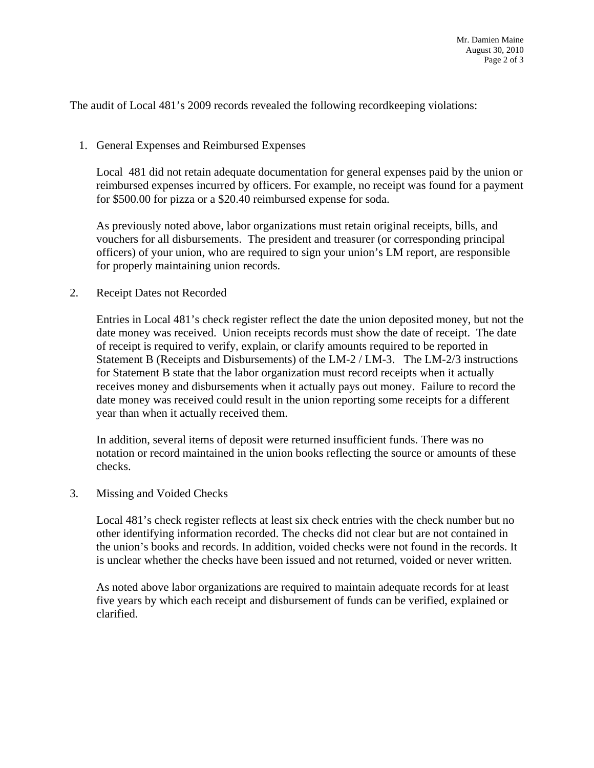The audit of Local 481's 2009 records revealed the following recordkeeping violations:

1. General Expenses and Reimbursed Expenses

   Local 481 did not retain adequate documentation for general expenses paid by the union or reimbursed expenses incurred by officers. For example, no receipt was found for a payment for $500.00 for pizza or a $20.40 reimbursed expense for soda.

   As previously noted above, labor organizations must retain original receipts, bills, and vouchers for all disbursements. The president and treasurer (or corresponding principal officers) of your union, who are required to sign your union's LM report, are responsible for properly maintaining union records.

2. Receipt Dates not Recorded

   Entries in Local 481's check register reflect the date the union deposited money, but not the date money was received. Union receipts records must show the date of receipt. The date of receipt is required to verify, explain, or clarify amounts required to be reported in Statement B (Receipts and Disbursements) of the LM-2 / LM-3. The LM-2/3 instructions for Statement B state that the labor organization must record receipts when it actually receives money and disbursements when it actually pays out money. Failure to record the date money was received could result in the union reporting some receipts for a different year than when it actually received them.

   In addition, several items of deposit were returned insufficient funds. There was no notation or record maintained in the union books reflecting the source or amounts of these checks.

3. Missing and Voided Checks

   Local 481's check register reflects at least six check entries with the check number but no other identifying information recorded. The checks did not clear but are not contained in the union's books and records. In addition, voided checks were not found in the records. It is unclear whether the checks have been issued and not returned, voided or never written.

   As noted above labor organizations are required to maintain adequate records for at least five years by which each receipt and disbursement of funds can be verified, explained or clarified.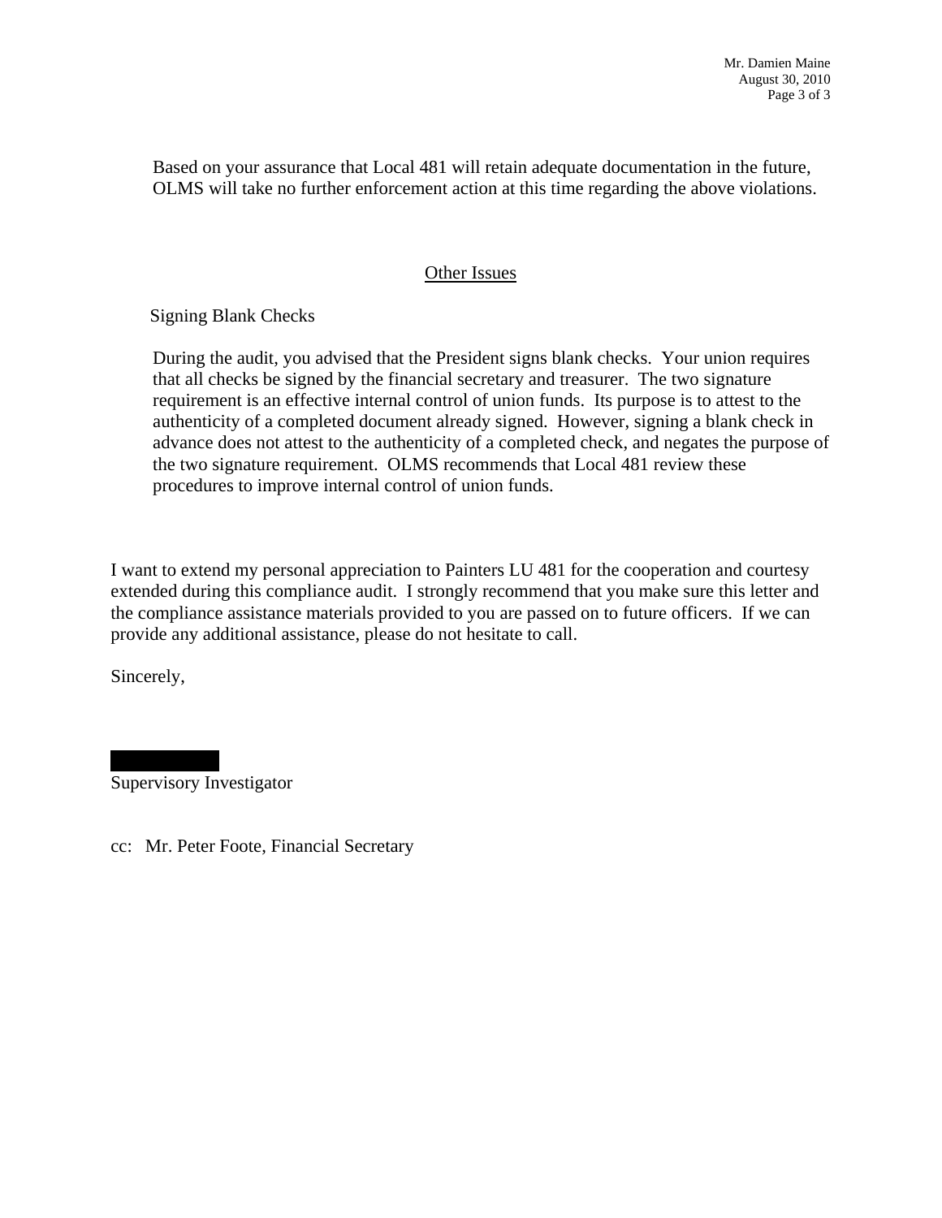Based on your assurance that Local 481 will retain adequate documentation in the future, OLMS will take no further enforcement action at this time regarding the above violations.

## Other Issues

### Signing Blank Checks

During the audit, you advised that the President signs blank checks. Your union requires that all checks be signed by the financial secretary and treasurer. The two signature requirement is an effective internal control of union funds. Its purpose is to attest to the authenticity of a completed document already signed. However, signing a blank check in advance does not attest to the authenticity of a completed check, and negates the purpose of the two signature requirement. OLMS recommends that Local 481 review these procedures to improve internal control of union funds.

I want to extend my personal appreciation to Painters LU 481 for the cooperation and courtesy extended during this compliance audit. I strongly recommend that you make sure this letter and the compliance assistance materials provided to you are passed on to future officers. If we can provide any additional assistance, please do not hesitate to call.

Sincerely,

Supervisory Investigator

cc: Mr. Peter Foote, Financial Secretary